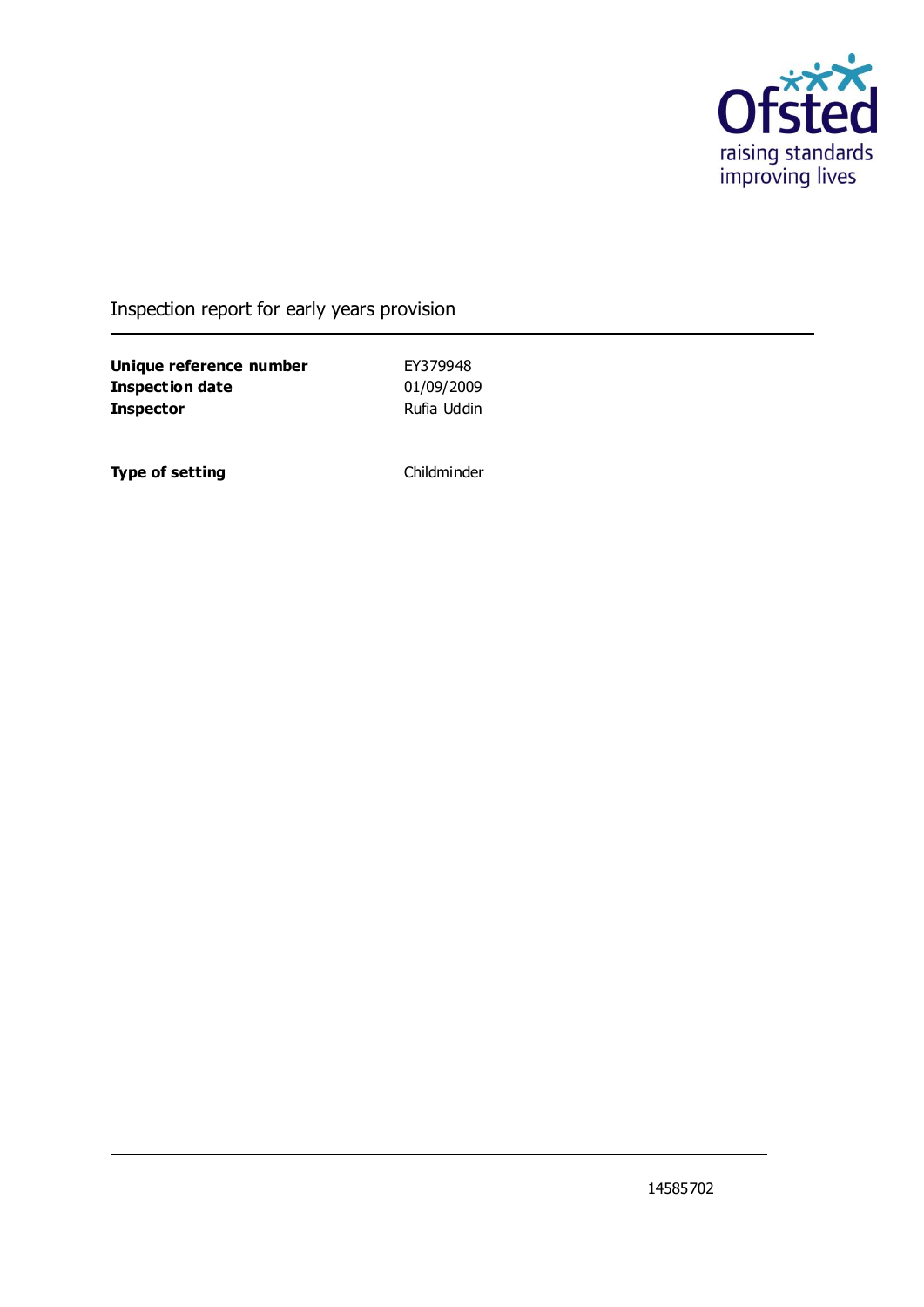Ofsted
raising standards
improving lives

# Inspection report for early years provision

| | |
|---|---|
| **Unique reference number** | EY379948 |
| **Inspection date** | 01/09/2009 |
| **Inspector** | Rufia Uddin |

| | |
|---|---|
| **Type of setting** | Childminder |

14585702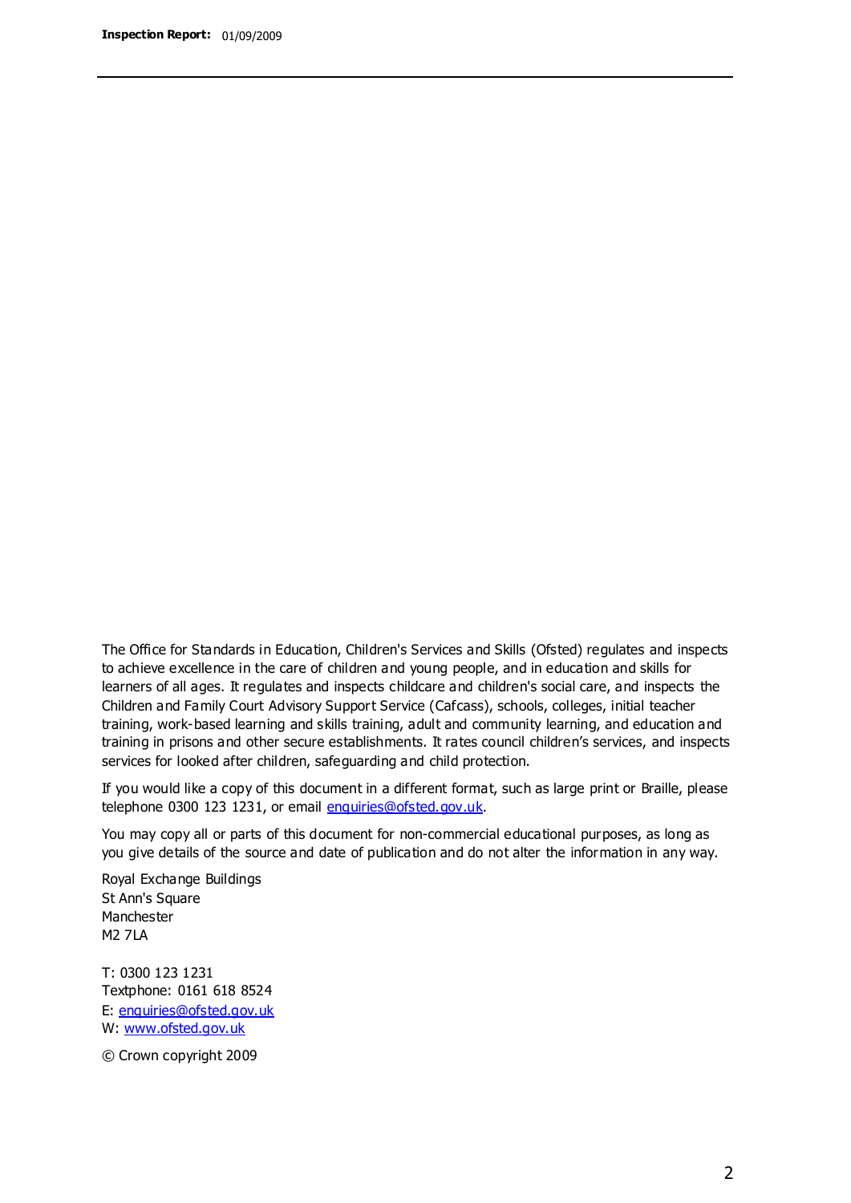The Office for Standards in Education, Children's Services and Skills (Ofsted) regulates and inspects to achieve excellence in the care of children and young people, and in education and skills for learners of all ages. It regulates and inspects childcare and children's social care, and inspects the Children and Family Court Advisory Support Service (Cafcass), schools, colleges, initial teacher training, work-based learning and skills training, adult and community learning, and education and training in prisons and other secure establishments. It rates council children's services, and inspects services for looked after children, safeguarding and child protection.

If you would like a copy of this document in a different format, such as large print or Braille, please telephone 0300 123 1231, or email enquiries@ofsted.gov.uk.

You may copy all or parts of this document for non-commercial educational purposes, as long as you give details of the source and date of publication and do not alter the information in any way.

Royal Exchange Buildings
St Ann's Square
Manchester
M2 7LA

T: 0300 123 1231
Textphone: 0161 618 8524
E: enquiries@ofsted.gov.uk
W: www.ofsted.gov.uk

© Crown copyright 2009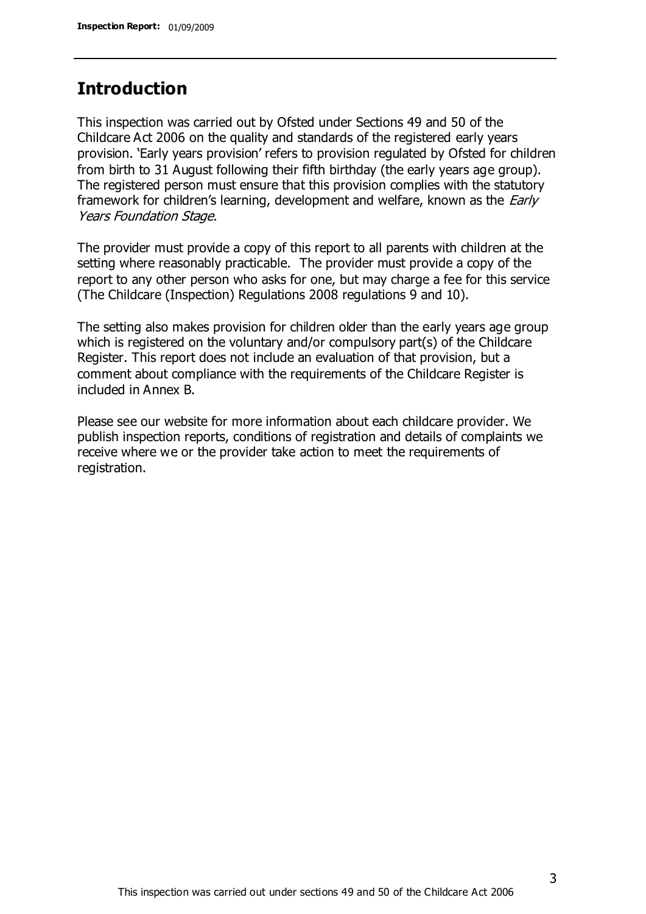## Introduction

This inspection was carried out by Ofsted under Sections 49 and 50 of the Childcare Act 2006 on the quality and standards of the registered early years provision. 'Early years provision' refers to provision regulated by Ofsted for children from birth to 31 August following their fifth birthday (the early years age group). The registered person must ensure that this provision complies with the statutory framework for children's learning, development and welfare, known as the *Early Years Foundation Stage.*

The provider must provide a copy of this report to all parents with children at the setting where reasonably practicable. The provider must provide a copy of the report to any other person who asks for one, but may charge a fee for this service (The Childcare (Inspection) Regulations 2008 regulations 9 and 10).

The setting also makes provision for children older than the early years age group which is registered on the voluntary and/or compulsory part(s) of the Childcare Register. This report does not include an evaluation of that provision, but a comment about compliance with the requirements of the Childcare Register is included in Annex B.

Please see our website for more information about each childcare provider. We publish inspection reports, conditions of registration and details of complaints we receive where we or the provider take action to meet the requirements of registration.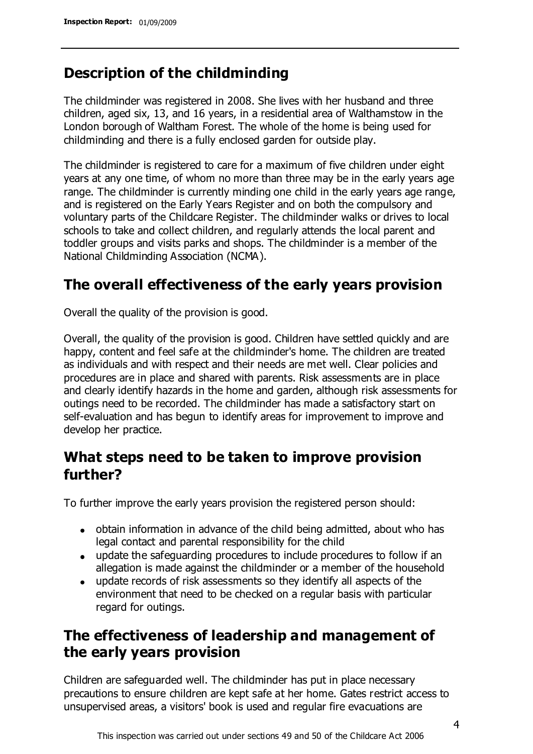## Description of the childminding

The childminder was registered in 2008. She lives with her husband and three children, aged six, 13, and 16 years, in a residential area of Walthamstow in the London borough of Waltham Forest. The whole of the home is being used for childminding and there is a fully enclosed garden for outside play.

The childminder is registered to care for a maximum of five children under eight years at any one time, of whom no more than three may be in the early years age range. The childminder is currently minding one child in the early years age range, and is registered on the Early Years Register and on both the compulsory and voluntary parts of the Childcare Register. The childminder walks or drives to local schools to take and collect children, and regularly attends the local parent and toddler groups and visits parks and shops. The childminder is a member of the National Childminding Association (NCMA).

## The overall effectiveness of the early years provision

Overall the quality of the provision is good.

Overall, the quality of the provision is good. Children have settled quickly and are happy, content and feel safe at the childminder's home. The children are treated as individuals and with respect and their needs are met well. Clear policies and procedures are in place and shared with parents. Risk assessments are in place and clearly identify hazards in the home and garden, although risk assessments for outings need to be recorded. The childminder has made a satisfactory start on self-evaluation and has begun to identify areas for improvement to improve and develop her practice.

## What steps need to be taken to improve provision further?

To further improve the early years provision the registered person should:

- obtain information in advance of the child being admitted, about who has legal contact and parental responsibility for the child
- update the safeguarding procedures to include procedures to follow if an allegation is made against the childminder or a member of the household
- update records of risk assessments so they identify all aspects of the environment that need to be checked on a regular basis with particular regard for outings.

## The effectiveness of leadership and management of the early years provision

Children are safeguarded well. The childminder has put in place necessary precautions to ensure children are kept safe at her home. Gates restrict access to unsupervised areas, a visitors' book is used and regular fire evacuations are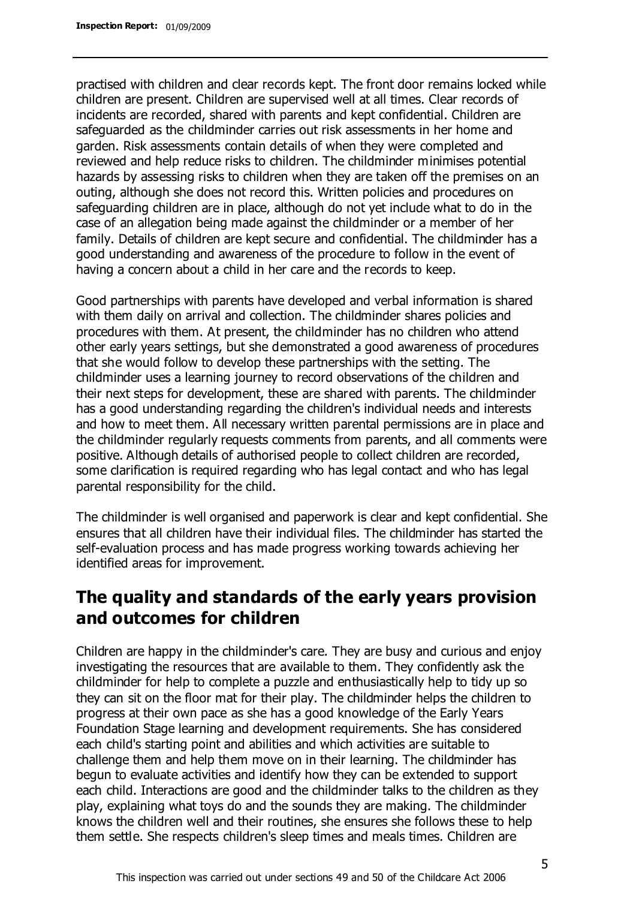practised with children and clear records kept. The front door remains locked while children are present. Children are supervised well at all times. Clear records of incidents are recorded, shared with parents and kept confidential. Children are safeguarded as the childminder carries out risk assessments in her home and garden. Risk assessments contain details of when they were completed and reviewed and help reduce risks to children. The childminder minimises potential hazards by assessing risks to children when they are taken off the premises on an outing, although she does not record this. Written policies and procedures on safeguarding children are in place, although do not yet include what to do in the case of an allegation being made against the childminder or a member of her family. Details of children are kept secure and confidential. The childminder has a good understanding and awareness of the procedure to follow in the event of having a concern about a child in her care and the records to keep.

Good partnerships with parents have developed and verbal information is shared with them daily on arrival and collection. The childminder shares policies and procedures with them. At present, the childminder has no children who attend other early years settings, but she demonstrated a good awareness of procedures that she would follow to develop these partnerships with the setting. The childminder uses a learning journey to record observations of the children and their next steps for development, these are shared with parents. The childminder has a good understanding regarding the children's individual needs and interests and how to meet them. All necessary written parental permissions are in place and the childminder regularly requests comments from parents, and all comments were positive. Although details of authorised people to collect children are recorded, some clarification is required regarding who has legal contact and who has legal parental responsibility for the child.

The childminder is well organised and paperwork is clear and kept confidential. She ensures that all children have their individual files. The childminder has started the self-evaluation process and has made progress working towards achieving her identified areas for improvement.

## The quality and standards of the early years provision and outcomes for children

Children are happy in the childminder's care. They are busy and curious and enjoy investigating the resources that are available to them. They confidently ask the childminder for help to complete a puzzle and enthusiastically help to tidy up so they can sit on the floor mat for their play. The childminder helps the children to progress at their own pace as she has a good knowledge of the Early Years Foundation Stage learning and development requirements. She has considered each child's starting point and abilities and which activities are suitable to challenge them and help them move on in their learning. The childminder has begun to evaluate activities and identify how they can be extended to support each child. Interactions are good and the childminder talks to the children as they play, explaining what toys do and the sounds they are making. The childminder knows the children well and their routines, she ensures she follows these to help them settle. She respects children's sleep times and meals times. Children are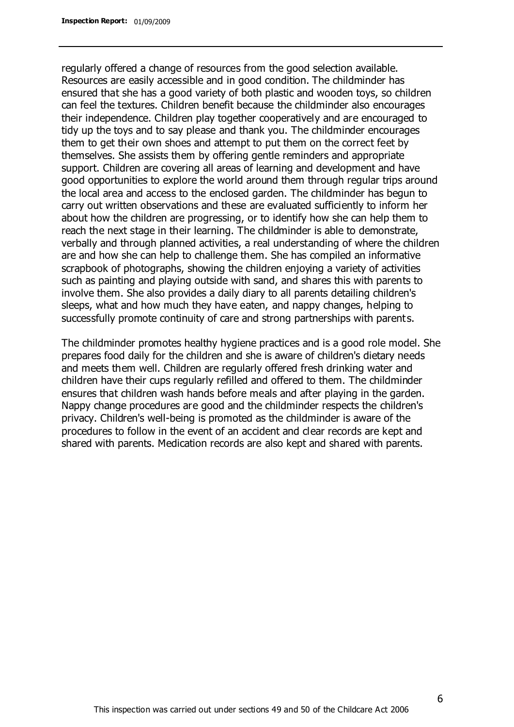regularly offered a change of resources from the good selection available. Resources are easily accessible and in good condition. The childminder has ensured that she has a good variety of both plastic and wooden toys, so children can feel the textures. Children benefit because the childminder also encourages their independence. Children play together cooperatively and are encouraged to tidy up the toys and to say please and thank you. The childminder encourages them to get their own shoes and attempt to put them on the correct feet by themselves. She assists them by offering gentle reminders and appropriate support. Children are covering all areas of learning and development and have good opportunities to explore the world around them through regular trips around the local area and access to the enclosed garden. The childminder has begun to carry out written observations and these are evaluated sufficiently to inform her about how the children are progressing, or to identify how she can help them to reach the next stage in their learning. The childminder is able to demonstrate, verbally and through planned activities, a real understanding of where the children are and how she can help to challenge them. She has compiled an informative scrapbook of photographs, showing the children enjoying a variety of activities such as painting and playing outside with sand, and shares this with parents to involve them. She also provides a daily diary to all parents detailing children's sleeps, what and how much they have eaten, and nappy changes, helping to successfully promote continuity of care and strong partnerships with parents.

The childminder promotes healthy hygiene practices and is a good role model. She prepares food daily for the children and she is aware of children's dietary needs and meets them well. Children are regularly offered fresh drinking water and children have their cups regularly refilled and offered to them. The childminder ensures that children wash hands before meals and after playing in the garden. Nappy change procedures are good and the childminder respects the children's privacy. Children's well-being is promoted as the childminder is aware of the procedures to follow in the event of an accident and clear records are kept and shared with parents. Medication records are also kept and shared with parents.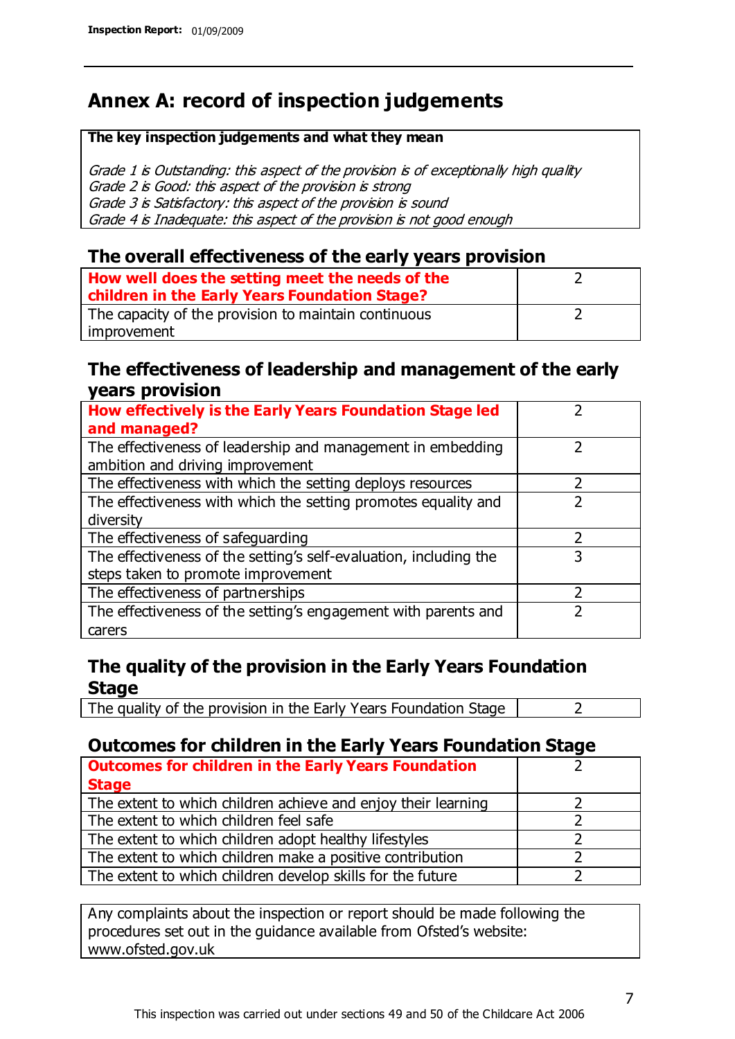# Annex A: record of inspection judgements

**The key inspection judgements and what they mean**

*Grade 1 is Outstanding: this aspect of the provision is of exceptionally high quality*
*Grade 2 is Good: this aspect of the provision is strong*
*Grade 3 is Satisfactory: this aspect of the provision is sound*
*Grade 4 is Inadequate: this aspect of the provision is not good enough*

## The overall effectiveness of the early years provision

| | |
|---|---|
| **How well does the setting meet the needs of the children in the Early Years Foundation Stage?** | 2 |
| The capacity of the provision to maintain continuous improvement | 2 |

## The effectiveness of leadership and management of the early years provision

| | |
|---|---|
| **How effectively is the Early Years Foundation Stage led and managed?** | 2 |
| The effectiveness of leadership and management in embedding ambition and driving improvement | 2 |
| The effectiveness with which the setting deploys resources | 2 |
| The effectiveness with which the setting promotes equality and diversity | 2 |
| The effectiveness of safeguarding | 2 |
| The effectiveness of the setting's self-evaluation, including the steps taken to promote improvement | 3 |
| The effectiveness of partnerships | 2 |
| The effectiveness of the setting's engagement with parents and carers | 2 |

## The quality of the provision in the Early Years Foundation Stage

| | |
|---|---|
| The quality of the provision in the Early Years Foundation Stage | 2 |

## Outcomes for children in the Early Years Foundation Stage

| | |
|---|---|
| **Outcomes for children in the Early Years Foundation Stage** | 2 |
| The extent to which children achieve and enjoy their learning | 2 |
| The extent to which children feel safe | 2 |
| The extent to which children adopt healthy lifestyles | 2 |
| The extent to which children make a positive contribution | 2 |
| The extent to which children develop skills for the future | 2 |

Any complaints about the inspection or report should be made following the procedures set out in the guidance available from Ofsted's website: www.ofsted.gov.uk

This inspection was carried out under sections 49 and 50 of the Childcare Act 2006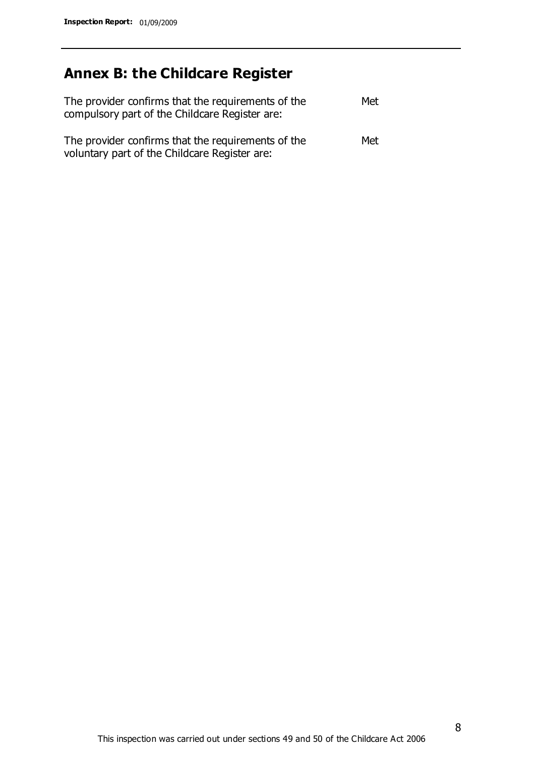## Annex B: the Childcare Register

| | |
|---|---|
| The provider confirms that the requirements of the compulsory part of the Childcare Register are: | Met |
| The provider confirms that the requirements of the voluntary part of the Childcare Register are: | Met |

This inspection was carried out under sections 49 and 50 of the Childcare Act 2006